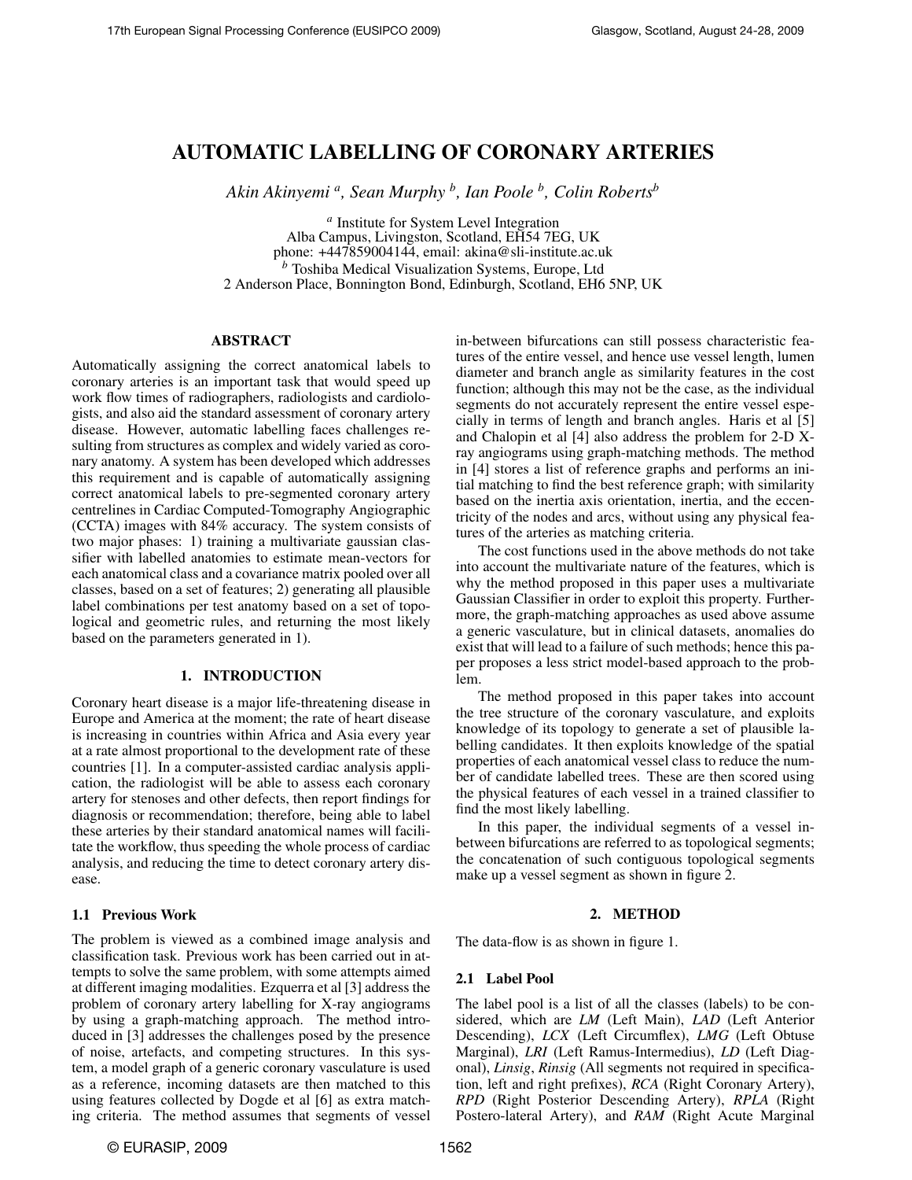# AUTOMATIC LABELLING OF CORONARY ARTERIES

*Akin Akinyemi [a], Sean Murphy [b], Ian Poole [b], Colin Roberts[b]*

[a] Institute for System Level Integration
Alba Campus, Livingston, Scotland, EH54 7EG, UK
phone: +447859004144, email: akina@sli-institute.ac.uk
[b] Toshiba Medical Visualization Systems, Europe, Ltd
2 Anderson Place, Bonnington Bond, Edinburgh, Scotland, EH6 5NP, UK

## ABSTRACT

Automatically assigning the correct anatomical labels to coronary arteries is an important task that would speed up work flow times of radiographers, radiologists and cardiologists, and also aid the standard assessment of coronary artery disease. However, automatic labelling faces challenges resulting from structures as complex and widely varied as coronary anatomy. A system has been developed which addresses this requirement and is capable of automatically assigning correct anatomical labels to pre-segmented coronary artery centrelines in Cardiac Computed-Tomography Angiographic (CCTA) images with 84% accuracy. The system consists of two major phases: 1) training a multivariate gaussian classifier with labelled anatomies to estimate mean-vectors for each anatomical class and a covariance matrix pooled over all classes, based on a set of features; 2) generating all plausible label combinations per test anatomy based on a set of topological and geometric rules, and returning the most likely based on the parameters generated in 1).

## 1. INTRODUCTION

Coronary heart disease is a major life-threatening disease in Europe and America at the moment; the rate of heart disease is increasing in countries within Africa and Asia every year at a rate almost proportional to the development rate of these countries [1]. In a computer-assisted cardiac analysis application, the radiologist will be able to assess each coronary artery for stenoses and other defects, then report findings for diagnosis or recommendation; therefore, being able to label these arteries by their standard anatomical names will facilitate the workflow, thus speeding the whole process of cardiac analysis, and reducing the time to detect coronary artery disease.

### 1.1 Previous Work

The problem is viewed as a combined image analysis and classification task. Previous work has been carried out in attempts to solve the same problem, with some attempts aimed at different imaging modalities. Ezquerra et al [3] address the problem of coronary artery labelling for X-ray angiograms by using a graph-matching approach. The method introduced in [3] addresses the challenges posed by the presence of noise, artefacts, and competing structures. In this system, a model graph of a generic coronary vasculature is used as a reference, incoming datasets are then matched to this using features collected by Dogde et al [6] as extra matching criteria. The method assumes that segments of vessel in-between bifurcations can still possess characteristic features of the entire vessel, and hence use vessel length, lumen diameter and branch angle as similarity features in the cost function; although this may not be the case, as the individual segments do not accurately represent the entire vessel especially in terms of length and branch angles. Haris et al [5] and Chalopin et al [4] also address the problem for 2-D X-ray angiograms using graph-matching methods. The method in [4] stores a list of reference graphs and performs an initial matching to find the best reference graph; with similarity based on the inertia axis orientation, inertia, and the eccentricity of the nodes and arcs, without using any physical features of the arteries as matching criteria.

The cost functions used in the above methods do not take into account the multivariate nature of the features, which is why the method proposed in this paper uses a multivariate Gaussian Classifier in order to exploit this property. Furthermore, the graph-matching approaches as used above assume a generic vasculature, but in clinical datasets, anomalies do exist that will lead to a failure of such methods; hence this paper proposes a less strict model-based approach to the problem.

The method proposed in this paper takes into account the tree structure of the coronary vasculature, and exploits knowledge of its topology to generate a set of plausible labelling candidates. It then exploits knowledge of the spatial properties of each anatomical vessel class to reduce the number of candidate labelled trees. These are then scored using the physical features of each vessel in a trained classifier to find the most likely labelling.

In this paper, the individual segments of a vessel in-between bifurcations are referred to as topological segments; the concatenation of such contiguous topological segments make up a vessel segment as shown in figure 2.

## 2. METHOD

The data-flow is as shown in figure 1.

### 2.1 Label Pool

The label pool is a list of all the classes (labels) to be considered, which are *LM* (Left Main), *LAD* (Left Anterior Descending), *LCX* (Left Circumflex), *LMG* (Left Obtuse Marginal), *LRI* (Left Ramus-Intermedius), *LD* (Left Diagonal), *Linsig*, *Rinsig* (All segments not required in specification, left and right prefixes), *RCA* (Right Coronary Artery), *RPD* (Right Posterior Descending Artery), *RPLA* (Right Postero-lateral Artery), and *RAM* (Right Acute Marginal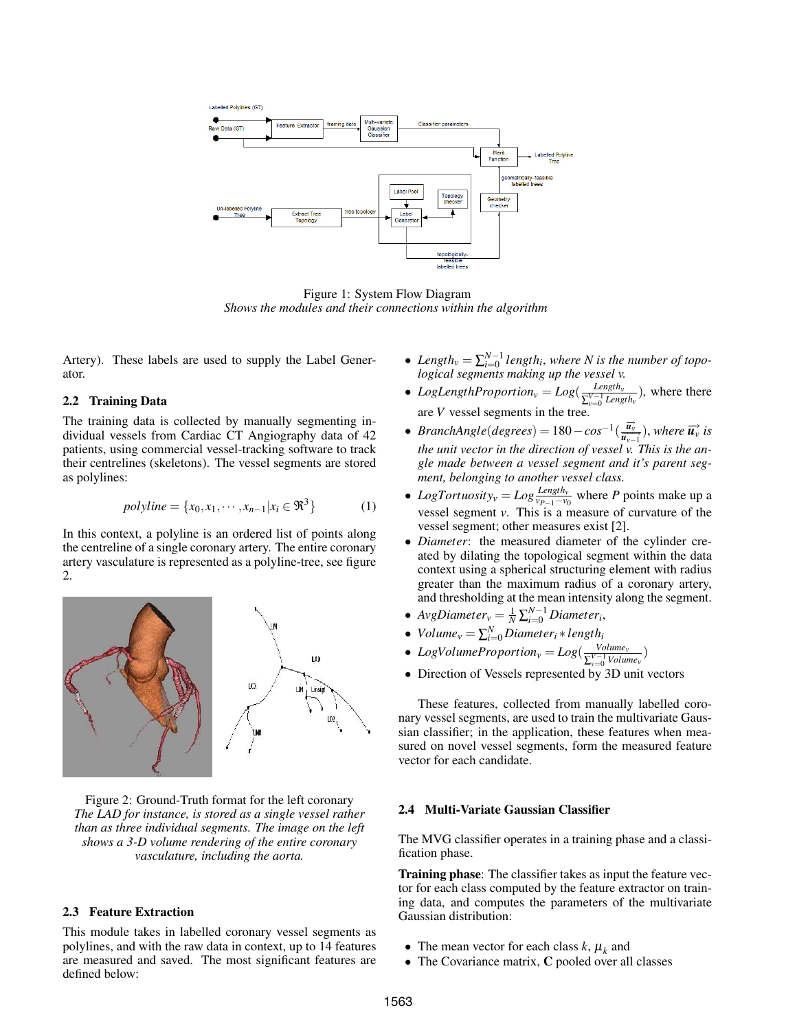Figure 1: System Flow Diagram
*Shows the modules and their connections within the algorithm*

Artery). These labels are used to supply the Label Generator.

### 2.2 Training Data

The training data is collected by manually segmenting individual vessels from Cardiac CT Angiography data of 42 patients, using commercial vessel-tracking software to track their centrelines (skeletons). The vessel segments are stored as polylines:

$$polyline = \{x_0, x_1, \cdots, x_{n-1} | x_i \in \Re^3\} \tag{1}$$

In this context, a polyline is an ordered list of points along the centreline of a single coronary artery. The entire coronary artery vasculature is represented as a polyline-tree, see figure 2.

Figure 2: Ground-Truth format for the left coronary
*The LAD for instance, is stored as a single vessel rather than as three individual segments. The image on the left shows a 3-D volume rendering of the entire coronary vasculature, including the aorta.*

### 2.3 Feature Extraction

This module takes in labelled coronary vessel segments as polylines, and with the raw data in context, up to 14 features are measured and saved. The most significant features are defined below:

- *$Length_v = \sum_{i=0}^{N-1} length_i$, where N is the number of topological segments making up the vessel v.*
- *$LogLengthProportion_v = Log(\frac{Length_v}{\sum_{v=0}^{V-1} Length_v})$*, where there are $V$ vessel segments in the tree.
- *$BranchAngle(degrees) = 180 - cos^{-1}(\frac{\vec{u_v}}{\vec{u}_{v-1}})$, where $\vec{u_v}$ is the unit vector in the direction of vessel v. This is the angle made between a vessel segment and it's parent segment, belonging to another vessel class.*
- *$LogTortuosity_v = Log\frac{Length_v}{v_{P-1} - v_0}$* where $P$ points make up a vessel segment $v$. This is a measure of curvature of the vessel segment; other measures exist [2].
- *Diameter*: the measured diameter of the cylinder created by dilating the topological segment within the data context using a spherical structuring element with radius greater than the maximum radius of a coronary artery, and thresholding at the mean intensity along the segment.
- *$AvgDiameter_v = \frac{1}{N}\sum_{i=0}^{N-1} Diameter_i$,*
- *$Volume_v = \sum_{i=0}^{N} Diameter_i * length_i$*
- *$LogVolumeProportion_v = Log(\frac{Volume_v}{\sum_{v=0}^{V-1} Volume_v})$*
- Direction of Vessels represented by 3D unit vectors

These features, collected from manually labelled coronary vessel segments, are used to train the multivariate Gaussian classifier; in the application, these features when measured on novel vessel segments, form the measured feature vector for each candidate.

### 2.4 Multi-Variate Gaussian Classifier

The MVG classifier operates in a training phase and a classification phase.

**Training phase**: The classifier takes as input the feature vector for each class computed by the feature extractor on training data, and computes the parameters of the multivariate Gaussian distribution:

- The mean vector for each class $k$, $\mu_k$ and
- The Covariance matrix, **C** pooled over all classes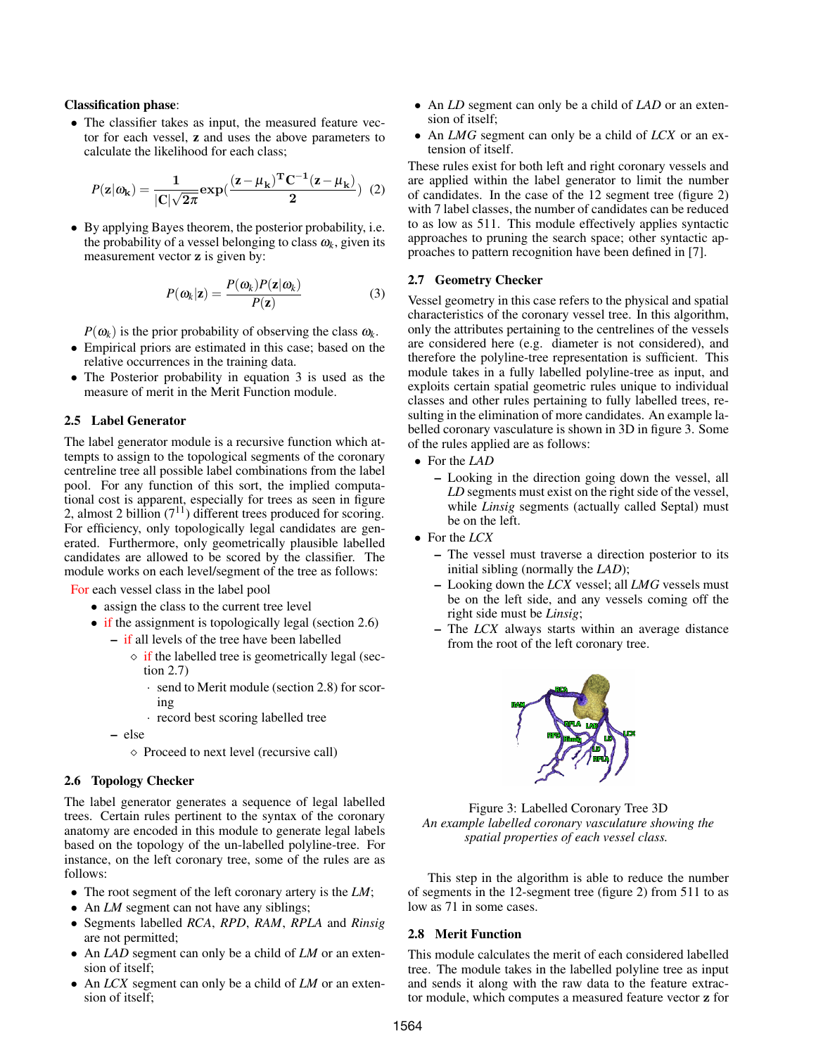**Classification phase**:

- The classifier takes as input, the measured feature vector for each vessel, $\mathbf{z}$ and uses the above parameters to calculate the likelihood for each class;

$$P(\mathbf{z}|\omega_{\mathbf{k}}) = \frac{\mathbf{1}}{|\mathbf{C}|\sqrt{\mathbf{2\pi}}}\mathbf{exp}\left(\frac{(\mathbf{z}-\mu_{\mathbf{k}})^{\mathbf{T}}\mathbf{C}^{-\mathbf{1}}(\mathbf{z}-\mu_{\mathbf{k}})}{\mathbf{2}}\right) \quad (2)$$

- By applying Bayes theorem, the posterior probability, i.e. the probability of a vessel belonging to class $\omega_k$, given its measurement vector $\mathbf{z}$ is given by:

$$P(\omega_k|\mathbf{z}) = \frac{P(\omega_k)P(\mathbf{z}|\omega_k)}{P(\mathbf{z})} \quad (3)$$

  $P(\omega_k)$ is the prior probability of observing the class $\omega_k$.
- Empirical priors are estimated in this case; based on the relative occurrences in the training data.
- The Posterior probability in equation 3 is used as the measure of merit in the Merit Function module.

### 2.5 Label Generator

The label generator module is a recursive function which attempts to assign to the topological segments of the coronary centreline tree all possible label combinations from the label pool. For any function of this sort, the implied computational cost is apparent, especially for trees as seen in figure 2, almost 2 billion ($7^{11}$) different trees produced for scoring. For efficiency, only topologically legal candidates are generated. Furthermore, only geometrically plausible labelled candidates are allowed to be scored by the classifier. The module works on each level/segment of the tree as follows:

For each vessel class in the label pool
- assign the class to the current tree level
- if the assignment is topologically legal (section 2.6)
  - if all levels of the tree have been labelled
    - ◇ if the labelled tree is geometrically legal (section 2.7)
      - · send to Merit module (section 2.8) for scoring
      - · record best scoring labelled tree
  - else
    - ◇ Proceed to next level (recursive call)

### 2.6 Topology Checker

The label generator generates a sequence of legal labelled trees. Certain rules pertinent to the syntax of the coronary anatomy are encoded in this module to generate legal labels based on the topology of the un-labelled polyline-tree. For instance, on the left coronary tree, some of the rules are as follows:

- The root segment of the left coronary artery is the *LM*;
- An *LM* segment can not have any siblings;
- Segments labelled *RCA*, *RPD*, *RAM*, *RPLA* and *Rinsig* are not permitted;
- An *LAD* segment can only be a child of *LM* or an extension of itself;
- An *LCX* segment can only be a child of *LM* or an extension of itself;
- An *LD* segment can only be a child of *LAD* or an extension of itself;
- An *LMG* segment can only be a child of *LCX* or an extension of itself.

These rules exist for both left and right coronary vessels and are applied within the label generator to limit the number of candidates. In the case of the 12 segment tree (figure 2) with 7 label classes, the number of candidates can be reduced to as low as 511. This module effectively applies syntactic approaches to pruning the search space; other syntactic approaches to pattern recognition have been defined in [7].

### 2.7 Geometry Checker

Vessel geometry in this case refers to the physical and spatial characteristics of the coronary vessel tree. In this algorithm, only the attributes pertaining to the centrelines of the vessels are considered here (e.g. diameter is not considered), and therefore the polyline-tree representation is sufficient. This module takes in a fully labelled polyline-tree as input, and exploits certain spatial geometric rules unique to individual classes and other rules pertaining to fully labelled trees, resulting in the elimination of more candidates. An example labelled coronary vasculature is shown in 3D in figure 3. Some of the rules applied are as follows:

- For the *LAD*
  - Looking in the direction going down the vessel, all *LD* segments must exist on the right side of the vessel, while *Linsig* segments (actually called Septal) must be on the left.
- For the *LCX*
  - The vessel must traverse a direction posterior to its initial sibling (normally the *LAD*);
  - Looking down the *LCX* vessel; all *LMG* vessels must be on the left side, and any vessels coming off the right side must be *Linsig*;
  - The *LCX* always starts within an average distance from the root of the left coronary tree.

Figure 3: Labelled Coronary Tree 3D
*An example labelled coronary vasculature showing the spatial properties of each vessel class.*

This step in the algorithm is able to reduce the number of segments in the 12-segment tree (figure 2) from 511 to as low as 71 in some cases.

### 2.8 Merit Function

This module calculates the merit of each considered labelled tree. The module takes in the labelled polyline tree as input and sends it along with the raw data to the feature extractor module, which computes a measured feature vector $\mathbf{z}$ for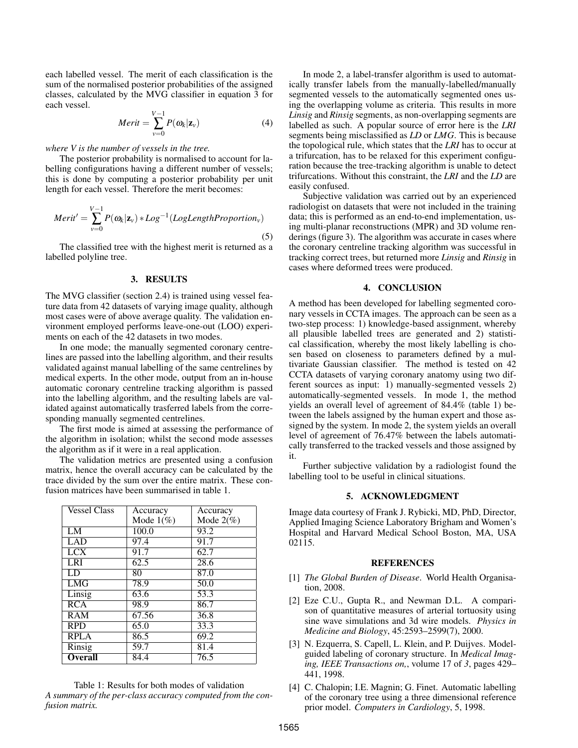each labelled vessel. The merit of each classification is the sum of the normalised posterior probabilities of the assigned classes, calculated by the MVG classifier in equation 3 for each vessel.

$$Merit = \sum_{v=0}^{V-1} P(\omega_k|\mathbf{z}_v) \tag{4}$$

*where V is the number of vessels in the tree.*

The posterior probability is normalised to account for labelling configurations having a different number of vessels; this is done by computing a posterior probability per unit length for each vessel. Therefore the merit becomes:

$$Merit' = \sum_{v=0}^{V-1} P(\omega_k|\mathbf{z}_v) * Log^{-1}(LogLengthProportion_v) \tag{5}$$

The classified tree with the highest merit is returned as a labelled polyline tree.

## 3. RESULTS

The MVG classifier (section 2.4) is trained using vessel feature data from 42 datasets of varying image quality, although most cases were of above average quality. The validation environment employed performs leave-one-out (LOO) experiments on each of the 42 datasets in two modes.

In one mode; the manually segmented coronary centrelines are passed into the labelling algorithm, and their results validated against manual labelling of the same centrelines by medical experts. In the other mode, output from an in-house automatic coronary centreline tracking algorithm is passed into the labelling algorithm, and the resulting labels are validated against automatically trasferred labels from the corresponding manually segmented centrelines.

The first mode is aimed at assessing the performance of the algorithm in isolation; whilst the second mode assesses the algorithm as if it were in a real application.

The validation metrics are presented using a confusion matrix, hence the overall accuracy can be calculated by the trace divided by the sum over the entire matrix. These confusion matrices have been summarised in table 1.

| Vessel Class | Accuracy Mode 1(%) | Accuracy Mode 2(%) |
|---|---|---|
| LM | 100.0 | 93.2 |
| LAD | 97.4 | 91.7 |
| LCX | 91.7 | 62.7 |
| LRI | 62.5 | 28.6 |
| LD | 80 | 87.0 |
| LMG | 78.9 | 50.0 |
| Linsig | 63.6 | 53.3 |
| RCA | 98.9 | 86.7 |
| RAM | 67.56 | 36.8 |
| RPD | 65.0 | 33.3 |
| RPLA | 86.5 | 69.2 |
| Rinsig | 59.7 | 81.4 |
| **Overall** | 84.4 | 76.5 |

Table 1: Results for both modes of validation
*A summary of the per-class accuracy computed from the confusion matrix.*

In mode 2, a label-transfer algorithm is used to automatically transfer labels from the manually-labelled/manually segmented vessels to the automatically segmented ones using the overlapping volume as criteria. This results in more *Linsig* and *Rinsig* segments, as non-overlapping segments are labelled as such. A popular source of error here is the ***LRI*** segments being misclassified as ***LD*** or ***LMG***. This is because the topological rule, which states that the ***LRI*** has to occur at a trifurcation, has to be relaxed for this experiment configuration because the tree-tracking algorithm is unable to detect trifurcations. Without this constraint, the ***LRI*** and the ***LD*** are easily confused.

Subjective validation was carried out by an experienced radiologist on datasets that were not included in the training data; this is performed as an end-to-end implementation, using multi-planar reconstructions (MPR) and 3D volume renderings (figure 3). The algorithm was accurate in cases where the coronary centreline tracking algorithm was successful in tracking correct trees, but returned more *Linsig* and *Rinsig* in cases where deformed trees were produced.

## 4. CONCLUSION

A method has been developed for labelling segmented coronary vessels in CCTA images. The approach can be seen as a two-step process: 1) knowledge-based assignment, whereby all plausible labelled trees are generated and 2) statistical classification, whereby the most likely labelling is chosen based on closeness to parameters defined by a multivariate Gaussian classifier. The method is tested on 42 CCTA datasets of varying coronary anatomy using two different sources as input: 1) manually-segmented vessels 2) automatically-segmented vessels. In mode 1, the method yields an overall level of agreement of 84.4% (table 1) between the labels assigned by the human expert and those assigned by the system. In mode 2, the system yields an overall level of agreement of 76.47% between the labels automatically transferred to the tracked vessels and those assigned by it.

Further subjective validation by a radiologist found the labelling tool to be useful in clinical situations.

## 5. ACKNOWLEDGMENT

Image data courtesy of Frank J. Rybicki, MD, PhD, Director, Applied Imaging Science Laboratory Brigham and Women's Hospital and Harvard Medical School Boston, MA, USA 02115.

## REFERENCES

[1] *The Global Burden of Disease*. World Health Organisation, 2008.

[2] Eze C.U., Gupta R., and Newman D.L. A comparison of quantitative measures of arterial tortuosity using sine wave simulations and 3d wire models. *Physics in Medicine and Biology*, 45:2593–2599(7), 2000.

[3] N. Ezquerra, S. Capell, L. Klein, and P. Duijves. Model-guided labeling of coronary structure. In *Medical Imaging, IEEE Transactions on,*, volume 17 of *3*, pages 429–441, 1998.

[4] C. Chalopin; I.E. Magnin; G. Finet. Automatic labelling of the coronary tree using a three dimensional reference prior model. *Computers in Cardiology*, 5, 1998.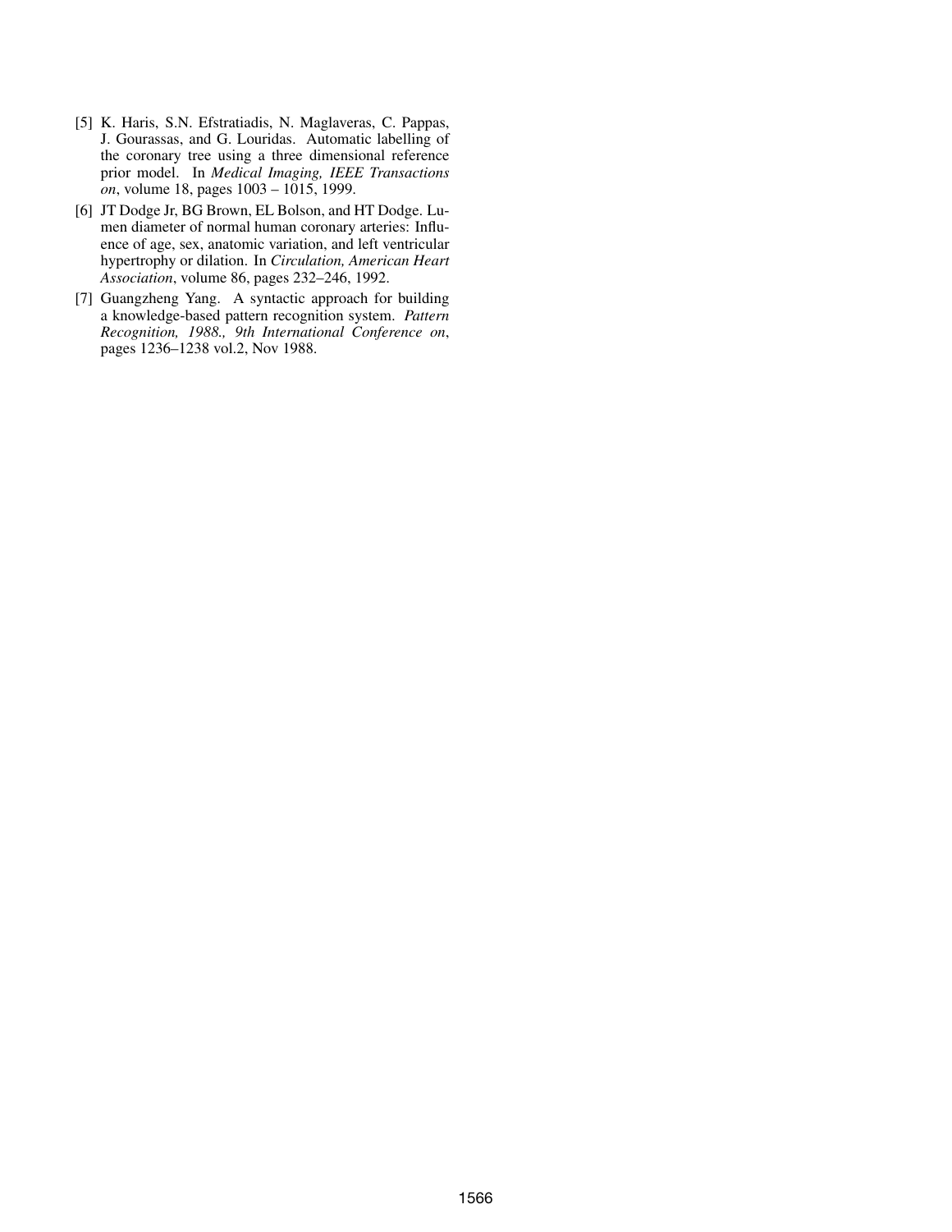[5] K. Haris, S.N. Efstratiadis, N. Maglaveras, C. Pappas, J. Gourassas, and G. Louridas. Automatic labelling of the coronary tree using a three dimensional reference prior model. In *Medical Imaging, IEEE Transactions on*, volume 18, pages 1003 – 1015, 1999.

[6] JT Dodge Jr, BG Brown, EL Bolson, and HT Dodge. Lumen diameter of normal human coronary arteries: Influence of age, sex, anatomic variation, and left ventricular hypertrophy or dilation. In *Circulation, American Heart Association*, volume 86, pages 232–246, 1992.

[7] Guangzheng Yang. A syntactic approach for building a knowledge-based pattern recognition system. *Pattern Recognition, 1988., 9th International Conference on*, pages 1236–1238 vol.2, Nov 1988.